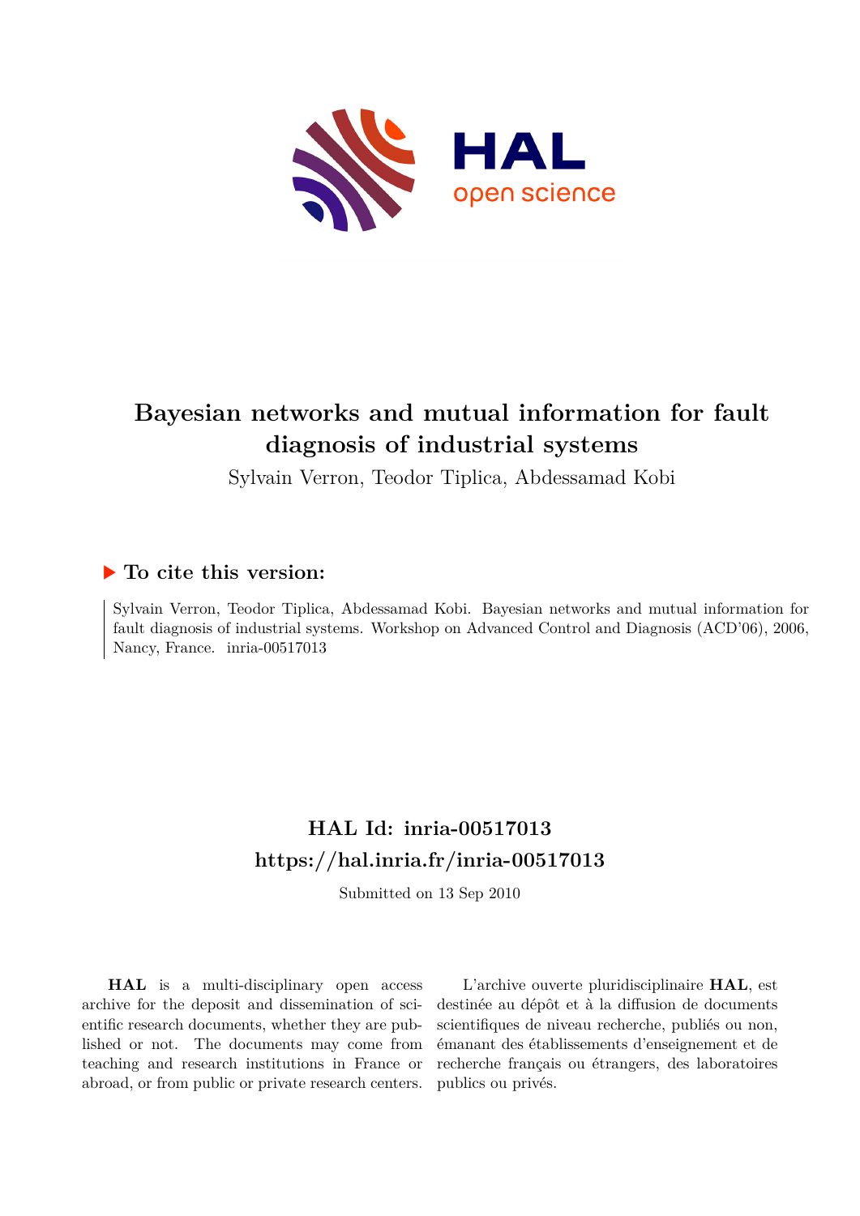# Bayesian networks and mutual information for fault diagnosis of industrial systems

Sylvain Verron, Teodor Tiplica, Abdessamad Kobi

## ▶ To cite this version:

Sylvain Verron, Teodor Tiplica, Abdessamad Kobi. Bayesian networks and mutual information for fault diagnosis of industrial systems. Workshop on Advanced Control and Diagnosis (ACD'06), 2006, Nancy, France. inria-00517013

## HAL Id: inria-00517013
## https://hal.inria.fr/inria-00517013

Submitted on 13 Sep 2010

**HAL** is a multi-disciplinary open access archive for the deposit and dissemination of scientific research documents, whether they are published or not. The documents may come from teaching and research institutions in France or abroad, or from public or private research centers.

L'archive ouverte pluridisciplinaire **HAL**, est destinée au dépôt et à la diffusion de documents scientifiques de niveau recherche, publiés ou non, émanant des établissements d'enseignement et de recherche français ou étrangers, des laboratoires publics ou privés.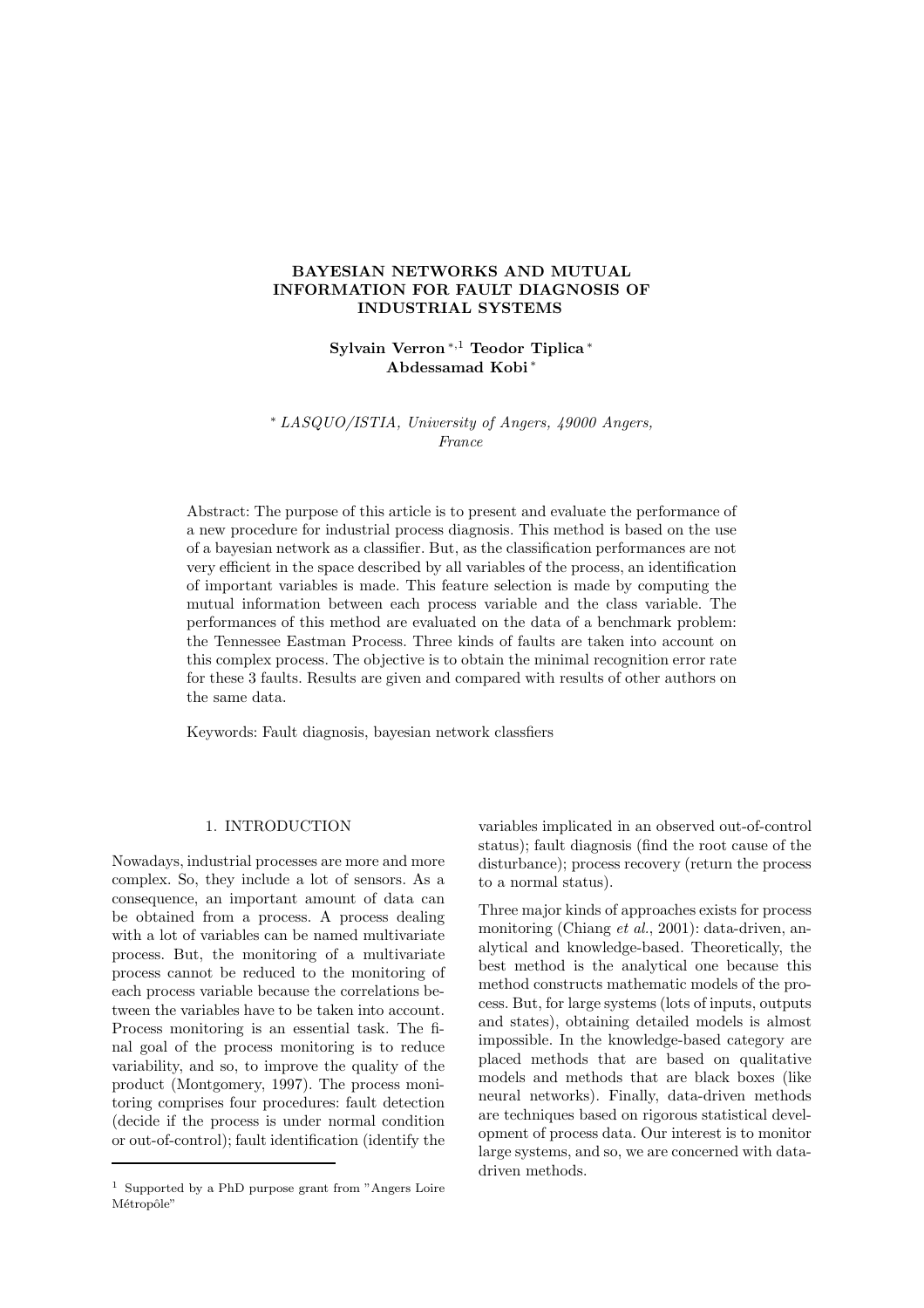# BAYESIAN NETWORKS AND MUTUAL INFORMATION FOR FAULT DIAGNOSIS OF INDUSTRIAL SYSTEMS

**Sylvain Verron** [*,1] **Teodor Tiplica** [*] **Abdessamad Kobi** [*]

[*] *LASQUO/ISTIA, University of Angers, 49000 Angers, France*

Abstract: The purpose of this article is to present and evaluate the performance of a new procedure for industrial process diagnosis. This method is based on the use of a bayesian network as a classifier. But, as the classification performances are not very efficient in the space described by all variables of the process, an identification of important variables is made. This feature selection is made by computing the mutual information between each process variable and the class variable. The performances of this method are evaluated on the data of a benchmark problem: the Tennessee Eastman Process. Three kinds of faults are taken into account on this complex process. The objective is to obtain the minimal recognition error rate for these 3 faults. Results are given and compared with results of other authors on the same data.

Keywords: Fault diagnosis, bayesian network classfiers

## 1. INTRODUCTION

Nowadays, industrial processes are more and more complex. So, they include a lot of sensors. As a consequence, an important amount of data can be obtained from a process. A process dealing with a lot of variables can be named multivariate process. But, the monitoring of a multivariate process cannot be reduced to the monitoring of each process variable because the correlations between the variables have to be taken into account. Process monitoring is an essential task. The final goal of the process monitoring is to reduce variability, and so, to improve the quality of the product (Montgomery, 1997). The process monitoring comprises four procedures: fault detection (decide if the process is under normal condition or out-of-control); fault identification (identify the variables implicated in an observed out-of-control status); fault diagnosis (find the root cause of the disturbance); process recovery (return the process to a normal status).

Three major kinds of approaches exists for process monitoring (Chiang *et al.*, 2001): data-driven, analytical and knowledge-based. Theoretically, the best method is the analytical one because this method constructs mathematic models of the process. But, for large systems (lots of inputs, outputs and states), obtaining detailed models is almost impossible. In the knowledge-based category are placed methods that are based on qualitative models and methods that are black boxes (like neural networks). Finally, data-driven methods are techniques based on rigorous statistical development of process data. Our interest is to monitor large systems, and so, we are concerned with data-driven methods.

[1] Supported by a PhD purpose grant from "Angers Loire Métropôle"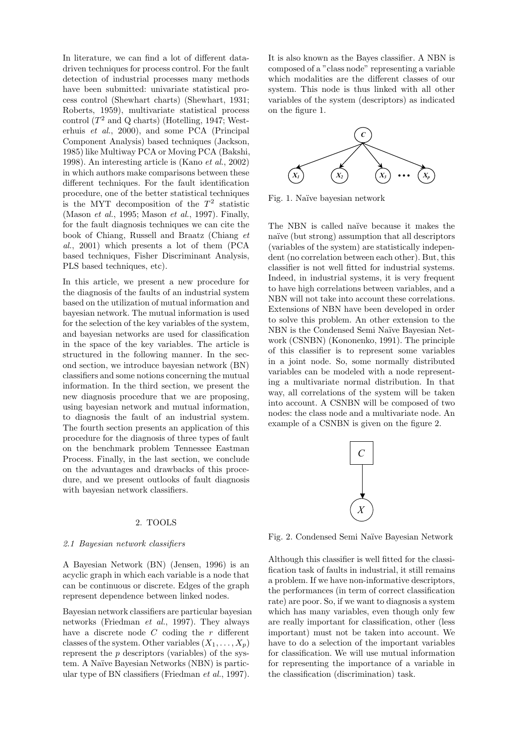In literature, we can find a lot of different data-driven techniques for process control. For the fault detection of industrial processes many methods have been submitted: univariate statistical process control (Shewhart charts) (Shewhart, 1931; Roberts, 1959), multivariate statistical process control ($T^2$ and Q charts) (Hotelling, 1947; Westerhuis *et al.*, 2000), and some PCA (Principal Component Analysis) based techniques (Jackson, 1985) like Multiway PCA or Moving PCA (Bakshi, 1998). An interesting article is (Kano *et al.*, 2002) in which authors make comparisons between these different techniques. For the fault identification procedure, one of the better statistical techniques is the MYT decomposition of the $T^2$ statistic (Mason *et al.*, 1995; Mason *et al.*, 1997). Finally, for the fault diagnosis techniques we can cite the book of Chiang, Russell and Braatz (Chiang *et al.*, 2001) which presents a lot of them (PCA based techniques, Fisher Discriminant Analysis, PLS based techniques, etc).

In this article, we present a new procedure for the diagnosis of the faults of an industrial system based on the utilization of mutual information and bayesian network. The mutual information is used for the selection of the key variables of the system, and bayesian networks are used for classification in the space of the key variables. The article is structured in the following manner. In the second section, we introduce bayesian network (BN) classifiers and some notions concerning the mutual information. In the third section, we present the new diagnosis procedure that we are proposing, using bayesian network and mutual information, to diagnosis the fault of an industrial system. The fourth section presents an application of this procedure for the diagnosis of three types of fault on the benchmark problem Tennessee Eastman Process. Finally, in the last section, we conclude on the advantages and drawbacks of this procedure, and we present outlooks of fault diagnosis with bayesian network classifiers.

## 2. TOOLS

### *2.1 Bayesian network classifiers*

A Bayesian Network (BN) (Jensen, 1996) is an acyclic graph in which each variable is a node that can be continuous or discrete. Edges of the graph represent dependence between linked nodes.

Bayesian network classifiers are particular bayesian networks (Friedman *et al.*, 1997). They always have a discrete node $C$ coding the $r$ different classes of the system. Other variables $(X_1, \ldots, X_p)$ represent the $p$ descriptors (variables) of the system. A Naïve Bayesian Networks (NBN) is particular type of BN classifiers (Friedman *et al.*, 1997). It is also known as the Bayes classifier. A NBN is composed of a "class node" representing a variable which modalities are the different classes of our system. This node is thus linked with all other variables of the system (descriptors) as indicated on the figure 1.

Fig. 1. Naïve bayesian network

The NBN is called naïve because it makes the naïve (but strong) assumption that all descriptors (variables of the system) are statistically independent (no correlation between each other). But, this classifier is not well fitted for industrial systems. Indeed, in industrial systems, it is very frequent to have high correlations between variables, and a NBN will not take into account these correlations. Extensions of NBN have been developed in order to solve this problem. An other extension to the NBN is the Condensed Semi Naïve Bayesian Network (CSNBN) (Kononenko, 1991). The principle of this classifier is to represent some variables in a joint node. So, some normally distributed variables can be modeled with a node representing a multivariate normal distribution. In that way, all correlations of the system will be taken into account. A CSNBN will be composed of two nodes: the class node and a multivariate node. An example of a CSNBN is given on the figure 2.

Fig. 2. Condensed Semi Naïve Bayesian Network

Although this classifier is well fitted for the classification task of faults in industrial, it still remains a problem. If we have non-informative descriptors, the performances (in term of correct classification rate) are poor. So, if we want to diagnosis a system which has many variables, even though only few are really important for classification, other (less important) must not be taken into account. We have to do a selection of the important variables for classification. We will use mutual information for representing the importance of a variable in the classification (discrimination) task.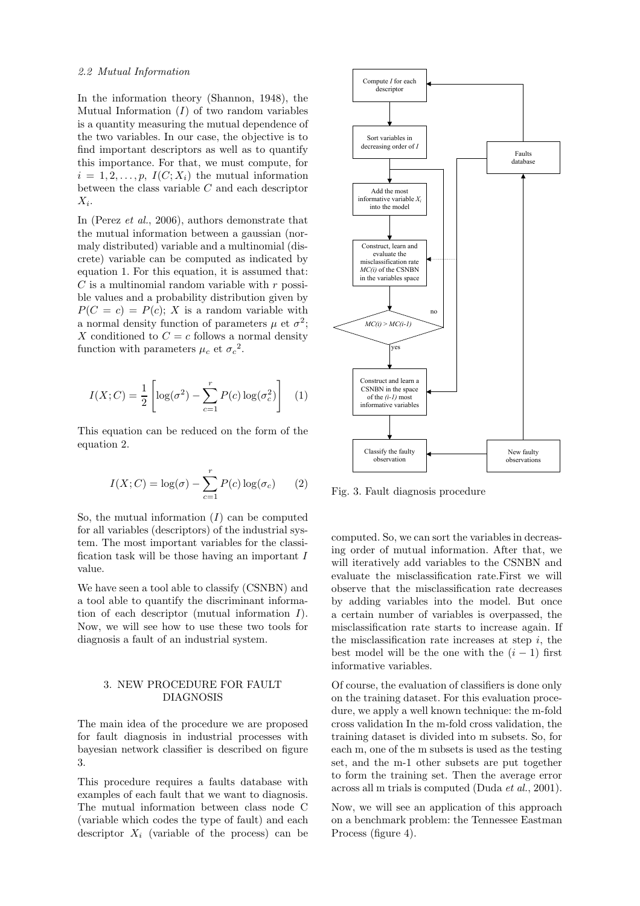### 2.2 Mutual Information

In the information theory (Shannon, 1948), the Mutual Information ($I$) of two random variables is a quantity measuring the mutual dependence of the two variables. In our case, the objective is to find important descriptors as well as to quantify this importance. For that, we must compute, for $i = 1, 2, \ldots, p$, $I(C; X_i)$ the mutual information between the class variable $C$ and each descriptor $X_i$.

In (Perez *et al.*, 2006), authors demonstrate that the mutual information between a gaussian (normaly distributed) variable and a multinomial (discrete) variable can be computed as indicated by equation 1. For this equation, it is assumed that: $C$ is a multinomial random variable with $r$ possible values and a probability distribution given by $P(C = c) = P(c)$; $X$ is a random variable with a normal density function of parameters $\mu$ et $\sigma^2$; $X$ conditioned to $C = c$ follows a normal density function with parameters $\mu_c$ et $\sigma_c{}^2$.

$$I(X; C) = \frac{1}{2}\left[\log(\sigma^2) - \sum_{c=1}^{r} P(c)\log(\sigma_c^2)\right] \quad (1)$$

This equation can be reduced on the form of the equation 2.

$$I(X; C) = \log(\sigma) - \sum_{c=1}^{r} P(c)\log(\sigma_c) \quad (2)$$

So, the mutual information ($I$) can be computed for all variables (descriptors) of the industrial system. The most important variables for the classification task will be those having an important $I$ value.

We have seen a tool able to classify (CSNBN) and a tool able to quantify the discriminant information of each descriptor (mutual information $I$). Now, we will see how to use these two tools for diagnosis a fault of an industrial system.

## 3. NEW PROCEDURE FOR FAULT DIAGNOSIS

The main idea of the procedure we are proposed for fault diagnosis in industrial processes with bayesian network classifier is described on figure 3.

This procedure requires a faults database with examples of each fault that we want to diagnosis. The mutual information between class node C (variable which codes the type of fault) and each descriptor $X_i$ (variable of the process) can be computed. So, we can sort the variables in decreasing order of mutual information. After that, we will iteratively add variables to the CSNBN and evaluate the misclassification rate.First we will observe that the misclassification rate decreases by adding variables into the model. But once a certain number of variables is overpassed, the misclassification rate starts to increase again. If the misclassification rate increases at step $i$, the best model will be the one with the $(i - 1)$ first informative variables.

Fig. 3. Fault diagnosis procedure

Of course, the evaluation of classifiers is done only on the training dataset. For this evaluation procedure, we apply a well known technique: the m-fold cross validation In the m-fold cross validation, the training dataset is divided into m subsets. So, for each m, one of the m subsets is used as the testing set, and the m-1 other subsets are put together to form the training set. Then the average error across all m trials is computed (Duda *et al.*, 2001).

Now, we will see an application of this approach on a benchmark problem: the Tennessee Eastman Process (figure 4).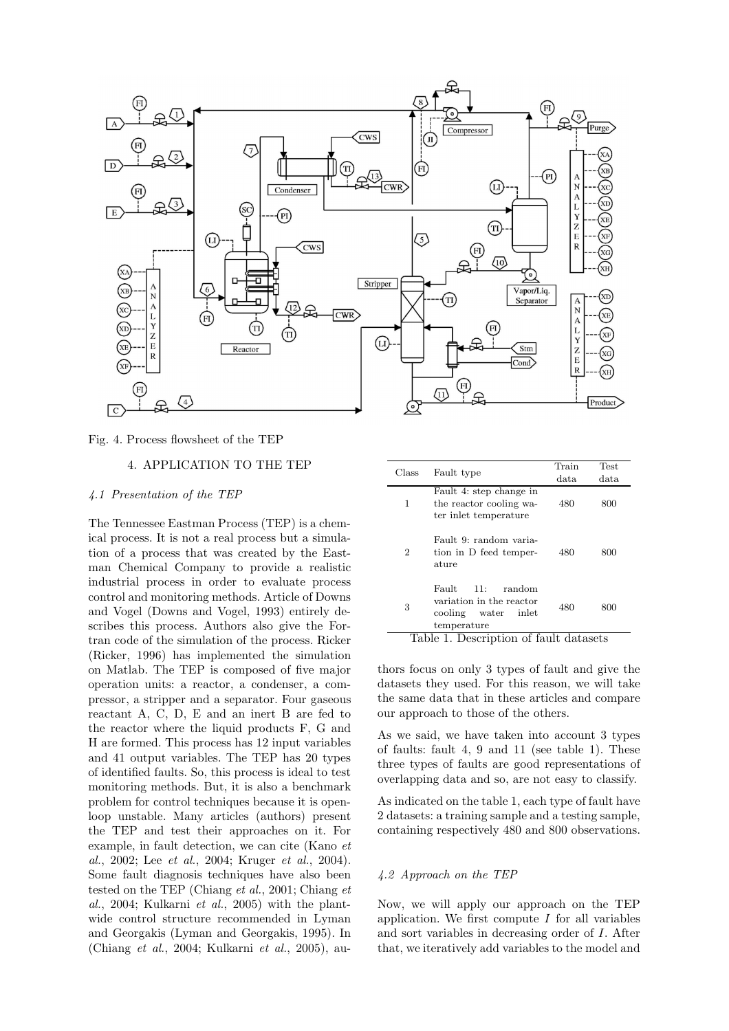Fig. 4. Process flowsheet of the TEP

## 4. APPLICATION TO THE TEP

### *4.1 Presentation of the TEP*

The Tennessee Eastman Process (TEP) is a chemical process. It is not a real process but a simulation of a process that was created by the Eastman Chemical Company to provide a realistic industrial process in order to evaluate process control and monitoring methods. Article of Downs and Vogel (Downs and Vogel, 1993) entirely describes this process. Authors also give the Fortran code of the simulation of the process. Ricker (Ricker, 1996) has implemented the simulation on Matlab. The TEP is composed of five major operation units: a reactor, a condenser, a compressor, a stripper and a separator. Four gaseous reactant A, C, D, E and an inert B are fed to the reactor where the liquid products F, G and H are formed. This process has 12 input variables and 41 output variables. The TEP has 20 types of identified faults. So, this process is ideal to test monitoring methods. But, it is also a benchmark problem for control techniques because it is open-loop unstable. Many articles (authors) present the TEP and test their approaches on it. For example, in fault detection, we can cite (Kano *et al.*, 2002; Lee *et al.*, 2004; Kruger *et al.*, 2004). Some fault diagnosis techniques have also been tested on the TEP (Chiang *et al.*, 2001; Chiang *et al.*, 2004; Kulkarni *et al.*, 2005) with the plant-wide control structure recommended in Lyman and Georgakis (Lyman and Georgakis, 1995). In (Chiang *et al.*, 2004; Kulkarni *et al.*, 2005), authors focus on only 3 types of fault and give the datasets they used. For this reason, we will take the same data that in these articles and compare our approach to those of the others.

| Class | Fault type | Train data | Test data |
|---|---|---|---|
| 1 | Fault 4: step change in the reactor cooling water inlet temperature | 480 | 800 |
| 2 | Fault 9: random variation in D feed temperature | 480 | 800 |
| 3 | Fault 11: random variation in the reactor cooling water inlet temperature | 480 | 800 |

Table 1. Description of fault datasets

As we said, we have taken into account 3 types of faults: fault 4, 9 and 11 (see table 1). These three types of faults are good representations of overlapping data and so, are not easy to classify.

As indicated on the table 1, each type of fault have 2 datasets: a training sample and a testing sample, containing respectively 480 and 800 observations.

### *4.2 Approach on the TEP*

Now, we will apply our approach on the TEP application. We first compute $I$ for all variables and sort variables in decreasing order of $I$. After that, we iteratively add variables to the model and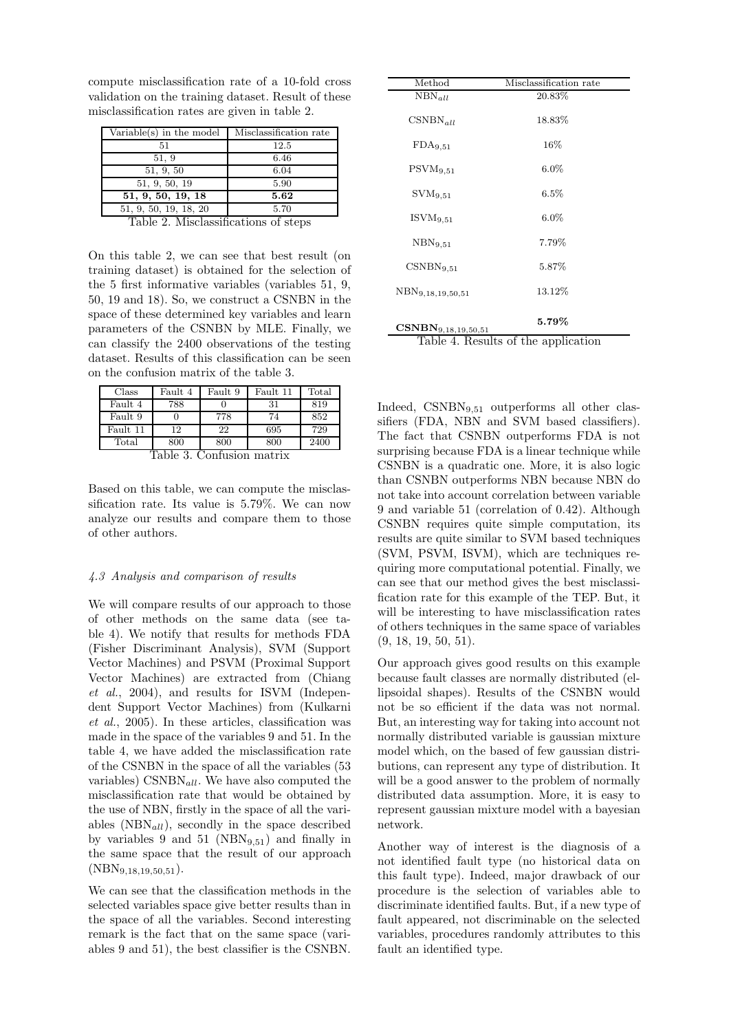compute misclassification rate of a 10-fold cross validation on the training dataset. Result of these misclassification rates are given in table 2.

| Variable(s) in the model | Misclassification rate |
|---|---|
| 51 | 12.5 |
| 51, 9 | 6.46 |
| 51, 9, 50 | 6.04 |
| 51, 9, 50, 19 | 5.90 |
| **51, 9, 50, 19, 18** | **5.62** |
| 51, 9, 50, 19, 18, 20 | 5.70 |

Table 2. Misclassifications of steps

On this table 2, we can see that best result (on training dataset) is obtained for the selection of the 5 first informative variables (variables 51, 9, 50, 19 and 18). So, we construct a CSNBN in the space of these determined key variables and learn parameters of the CSNBN by MLE. Finally, we can classify the 2400 observations of the testing dataset. Results of this classification can be seen on the confusion matrix of the table 3.

| Class | Fault 4 | Fault 9 | Fault 11 | Total |
|---|---|---|---|---|
| Fault 4 | 788 | 0 | 31 | 819 |
| Fault 9 | 0 | 778 | 74 | 852 |
| Fault 11 | 12 | 22 | 695 | 729 |
| Total | 800 | 800 | 800 | 2400 |

Table 3. Confusion matrix

Based on this table, we can compute the misclassification rate. Its value is 5.79%. We can now analyze our results and compare them to those of other authors.

### 4.3 Analysis and comparison of results

We will compare results of our approach to those of other methods on the same data (see table 4). We notify that results for methods FDA (Fisher Discriminant Analysis), SVM (Support Vector Machines) and PSVM (Proximal Support Vector Machines) are extracted from (Chiang *et al.*, 2004), and results for ISVM (Independent Support Vector Machines) from (Kulkarni *et al.*, 2005). In these articles, classification was made in the space of the variables 9 and 51. In the table 4, we have added the misclassification rate of the CSNBN in the space of all the variables (53 variables) $\text{CSNBN}_{all}$. We have also computed the misclassification rate that would be obtained by the use of NBN, firstly in the space of all the variables ($\text{NBN}_{all}$), secondly in the space described by variables 9 and 51 ($\text{NBN}_{9,51}$) and finally in the same space that the result of our approach ($\text{NBN}_{9,18,19,50,51}$).

We can see that the classification methods in the selected variables space give better results than in the space of all the variables. Second interesting remark is the fact that on the same space (variables 9 and 51), the best classifier is the CSNBN.

| Method | Misclassification rate |
|---|---|
| $\text{NBN}_{all}$ | 20.83% |
| $\text{CSNBN}_{all}$ | 18.83% |
| $\text{FDA}_{9,51}$ | 16% |
| $\text{PSVM}_{9,51}$ | 6.0% |
| $\text{SVM}_{9,51}$ | 6.5% |
| $\text{ISVM}_{9,51}$ | 6.0% |
| $\text{NBN}_{9,51}$ | 7.79% |
| $\text{CSNBN}_{9,51}$ | 5.87% |
| $\text{NBN}_{9,18,19,50,51}$ | 13.12% |
| $\mathbf{CSNBN}_{9,18,19,50,51}$ | **5.79%** |

Table 4. Results of the application

Indeed, $\text{CSNBN}_{9,51}$ outperforms all other classifiers (FDA, NBN and SVM based classifiers). The fact that CSNBN outperforms FDA is not surprising because FDA is a linear technique while CSNBN is a quadratic one. More, it is also logic than CSNBN outperforms NBN because NBN do not take into account correlation between variable 9 and variable 51 (correlation of 0.42). Although CSNBN requires quite simple computation, its results are quite similar to SVM based techniques (SVM, PSVM, ISVM), which are techniques requiring more computational potential. Finally, we can see that our method gives the best misclassification rate for this example of the TEP. But, it will be interesting to have misclassification rates of others techniques in the same space of variables (9, 18, 19, 50, 51).

Our approach gives good results on this example because fault classes are normally distributed (ellipsoidal shapes). Results of the CSNBN would not be so efficient if the data was not normal. But, an interesting way for taking into account not normally distributed variable is gaussian mixture model which, on the based of few gaussian distributions, can represent any type of distribution. It will be a good answer to the problem of normally distributed data assumption. More, it is easy to represent gaussian mixture model with a bayesian network.

Another way of interest is the diagnosis of a not identified fault type (no historical data on this fault type). Indeed, major drawback of our procedure is the selection of variables able to discriminate identified faults. But, if a new type of fault appeared, not discriminable on the selected variables, procedures randomly attributes to this fault an identified type.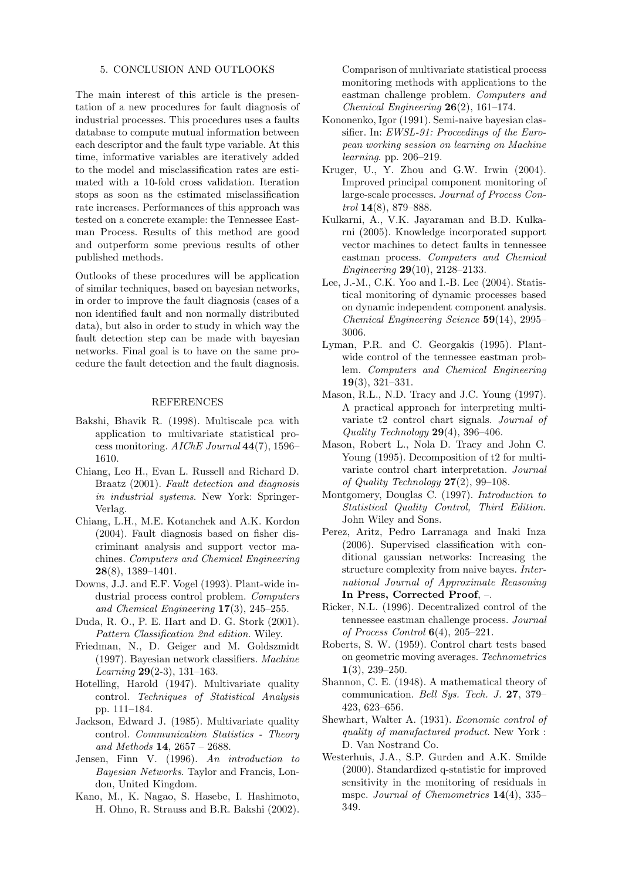## 5. CONCLUSION AND OUTLOOKS

The main interest of this article is the presentation of a new procedures for fault diagnosis of industrial processes. This procedures uses a faults database to compute mutual information between each descriptor and the fault type variable. At this time, informative variables are iteratively added to the model and misclassification rates are estimated with a 10-fold cross validation. Iteration stops as soon as the estimated misclassification rate increases. Performances of this approach was tested on a concrete example: the Tennessee Eastman Process. Results of this method are good and outperform some previous results of other published methods.

Outlooks of these procedures will be application of similar techniques, based on bayesian networks, in order to improve the fault diagnosis (cases of a non identified fault and non normally distributed data), but also in order to study in which way the fault detection step can be made with bayesian networks. Final goal is to have on the same procedure the fault detection and the fault diagnosis.

## REFERENCES

Bakshi, Bhavik R. (1998). Multiscale pca with application to multivariate statistical process monitoring. *AIChE Journal* **44**(7), 1596–1610.

Chiang, Leo H., Evan L. Russell and Richard D. Braatz (2001). *Fault detection and diagnosis in industrial systems*. New York: Springer-Verlag.

Chiang, L.H., M.E. Kotanchek and A.K. Kordon (2004). Fault diagnosis based on fisher discriminant analysis and support vector machines. *Computers and Chemical Engineering* **28**(8), 1389–1401.

Downs, J.J. and E.F. Vogel (1993). Plant-wide industrial process control problem. *Computers and Chemical Engineering* **17**(3), 245–255.

Duda, R. O., P. E. Hart and D. G. Stork (2001). *Pattern Classification 2nd edition*. Wiley.

Friedman, N., D. Geiger and M. Goldszmidt (1997). Bayesian network classifiers. *Machine Learning* **29**(2-3), 131–163.

Hotelling, Harold (1947). Multivariate quality control. *Techniques of Statistical Analysis* pp. 111–184.

Jackson, Edward J. (1985). Multivariate quality control. *Communication Statistics - Theory and Methods* **14**, 2657 – 2688.

Jensen, Finn V. (1996). *An introduction to Bayesian Networks*. Taylor and Francis, London, United Kingdom.

Kano, M., K. Nagao, S. Hasebe, I. Hashimoto, H. Ohno, R. Strauss and B.R. Bakshi (2002). Comparison of multivariate statistical process monitoring methods with applications to the eastman challenge problem. *Computers and Chemical Engineering* **26**(2), 161–174.

Kononenko, Igor (1991). Semi-naive bayesian classifier. In: *EWSL-91: Proceedings of the European working session on learning on Machine learning*. pp. 206–219.

Kruger, U., Y. Zhou and G.W. Irwin (2004). Improved principal component monitoring of large-scale processes. *Journal of Process Control* **14**(8), 879–888.

Kulkarni, A., V.K. Jayaraman and B.D. Kulkarni (2005). Knowledge incorporated support vector machines to detect faults in tennessee eastman process. *Computers and Chemical Engineering* **29**(10), 2128–2133.

Lee, J.-M., C.K. Yoo and I.-B. Lee (2004). Statistical monitoring of dynamic processes based on dynamic independent component analysis. *Chemical Engineering Science* **59**(14), 2995–3006.

Lyman, P.R. and C. Georgakis (1995). Plant-wide control of the tennessee eastman problem. *Computers and Chemical Engineering* **19**(3), 321–331.

Mason, R.L., N.D. Tracy and J.C. Young (1997). A practical approach for interpreting multivariate t2 control chart signals. *Journal of Quality Technology* **29**(4), 396–406.

Mason, Robert L., Nola D. Tracy and John C. Young (1995). Decomposition of t2 for multivariate control chart interpretation. *Journal of Quality Technology* **27**(2), 99–108.

Montgomery, Douglas C. (1997). *Introduction to Statistical Quality Control, Third Edition*. John Wiley and Sons.

Perez, Aritz, Pedro Larranaga and Inaki Inza (2006). Supervised classification with conditional gaussian networks: Increasing the structure complexity from naive bayes. *International Journal of Approximate Reasoning* **In Press, Corrected Proof**, –.

Ricker, N.L. (1996). Decentralized control of the tennessee eastman challenge process. *Journal of Process Control* **6**(4), 205–221.

Roberts, S. W. (1959). Control chart tests based on geometric moving averages. *Technometrics* **1**(3), 239–250.

Shannon, C. E. (1948). A mathematical theory of communication. *Bell Sys. Tech. J.* **27**, 379–423, 623–656.

Shewhart, Walter A. (1931). *Economic control of quality of manufactured product*. New York : D. Van Nostrand Co.

Westerhuis, J.A., S.P. Gurden and A.K. Smilde (2000). Standardized q-statistic for improved sensitivity in the monitoring of residuals in mspc. *Journal of Chemometrics* **14**(4), 335–349.